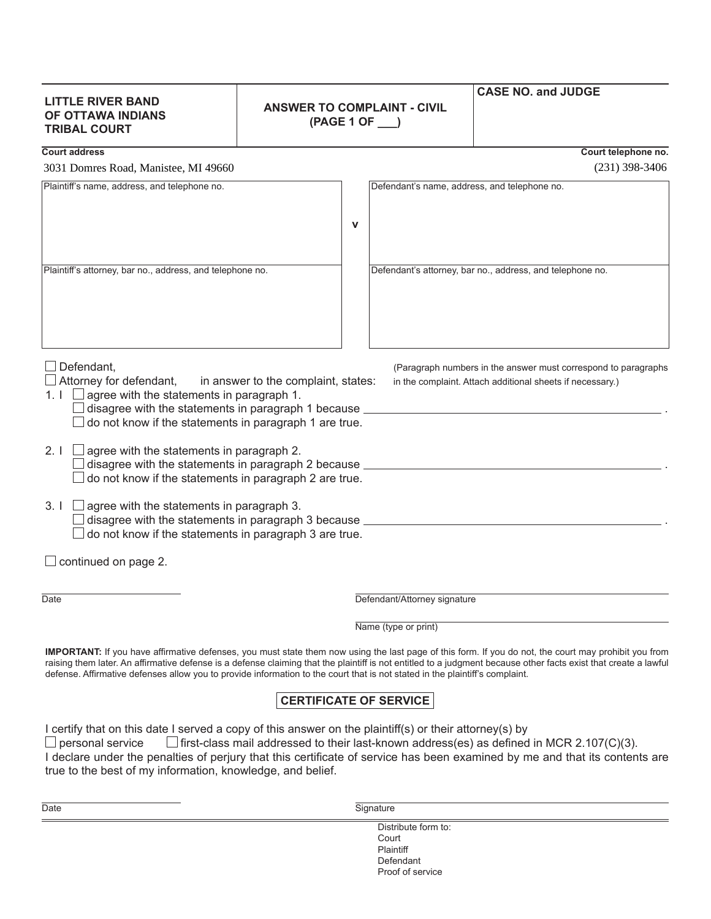| LITTLE RIVER BAND OF OTTAWA INDIANS TRIBAL COURT | ANSWER TO COMPLAINT - CIVIL (PAGE 1 OF ___) | CASE NO. and JUDGE |
|---|---|---|

**Court address**
3031 Domres Road, Manistee, MI 49660

**Court telephone no.**
(231) 398-3406

| Plaintiff's name, address, and telephone no. | v | Defendant's name, address, and telephone no. |
|---|---|---|
| Plaintiff's attorney, bar no., address, and telephone no. | | Defendant's attorney, bar no., address, and telephone no. |

☐ Defendant,
☐ Attorney for defendant, in answer to the complaint, states:

(Paragraph numbers in the answer must correspond to paragraphs in the complaint. Attach additional sheets if necessary.)

1. I ☐ agree with the statements in paragraph 1.
   ☐ disagree with the statements in paragraph 1 because ______________________________ .
   ☐ do not know if the statements in paragraph 1 are true.

2. I ☐ agree with the statements in paragraph 2.
   ☐ disagree with the statements in paragraph 2 because ______________________________ .
   ☐ do not know if the statements in paragraph 2 are true.

3. I ☐ agree with the statements in paragraph 3.
   ☐ disagree with the statements in paragraph 3 because ______________________________ .
   ☐ do not know if the statements in paragraph 3 are true.

☐ continued on page 2.

______________________
Date

______________________
Defendant/Attorney signature

______________________
Name (type or print)

**IMPORTANT:** If you have affirmative defenses, you must state them now using the last page of this form. If you do not, the court may prohibit you from raising them later. An affirmative defense is a defense claiming that the plaintiff is not entitled to a judgment because other facts exist that create a lawful defense. Affirmative defenses allow you to provide information to the court that is not stated in the plaintiff's complaint.

## CERTIFICATE OF SERVICE

I certify that on this date I served a copy of this answer on the plaintiff(s) or their attorney(s) by
☐ personal service ☐ first-class mail addressed to their last-known address(es) as defined in MCR 2.107(C)(3).
I declare under the penalties of perjury that this certificate of service has been examined by me and that its contents are true to the best of my information, knowledge, and belief.

______________________
Date

______________________
Signature

Distribute form to:
Court
Plaintiff
Defendant
Proof of service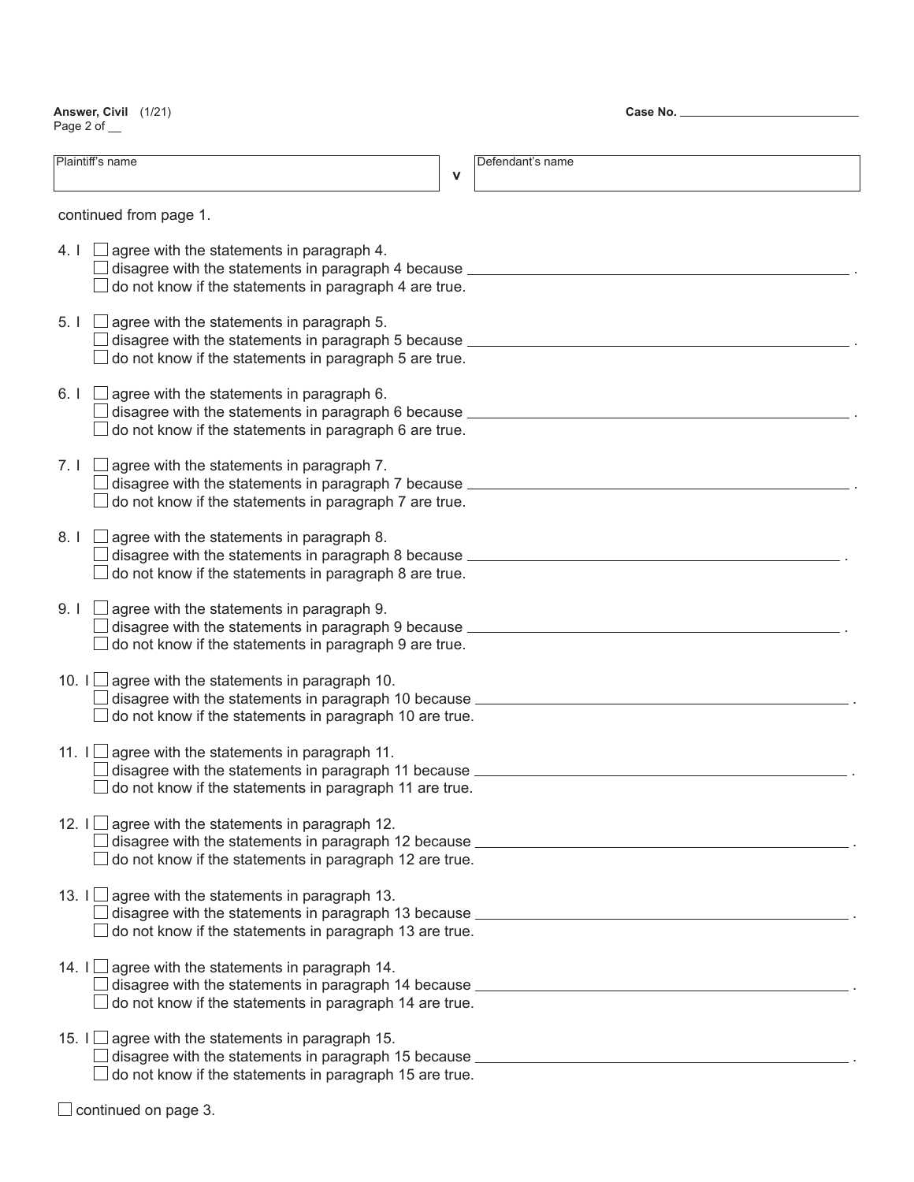**Answer, Civil** (1/21)

Case No. ____________________

| Plaintiff's name | v | Defendant's name |
|---|---|---|
| | | |

continued from page 1.

4. I ☐ agree with the statements in paragraph 4.
   ☐ disagree with the statements in paragraph 4 because ______________________________.
   ☐ do not know if the statements in paragraph 4 are true.

5. I ☐ agree with the statements in paragraph 5.
   ☐ disagree with the statements in paragraph 5 because ______________________________.
   ☐ do not know if the statements in paragraph 5 are true.

6. I ☐ agree with the statements in paragraph 6.
   ☐ disagree with the statements in paragraph 6 because ______________________________.
   ☐ do not know if the statements in paragraph 6 are true.

7. I ☐ agree with the statements in paragraph 7.
   ☐ disagree with the statements in paragraph 7 because ______________________________.
   ☐ do not know if the statements in paragraph 7 are true.

8. I ☐ agree with the statements in paragraph 8.
   ☐ disagree with the statements in paragraph 8 because ______________________________.
   ☐ do not know if the statements in paragraph 8 are true.

9. I ☐ agree with the statements in paragraph 9.
   ☐ disagree with the statements in paragraph 9 because ______________________________.
   ☐ do not know if the statements in paragraph 9 are true.

10. I ☐ agree with the statements in paragraph 10.
    ☐ disagree with the statements in paragraph 10 because ______________________________.
    ☐ do not know if the statements in paragraph 10 are true.

11. I ☐ agree with the statements in paragraph 11.
    ☐ disagree with the statements in paragraph 11 because ______________________________.
    ☐ do not know if the statements in paragraph 11 are true.

12. I ☐ agree with the statements in paragraph 12.
    ☐ disagree with the statements in paragraph 12 because ______________________________.
    ☐ do not know if the statements in paragraph 12 are true.

13. I ☐ agree with the statements in paragraph 13.
    ☐ disagree with the statements in paragraph 13 because ______________________________.
    ☐ do not know if the statements in paragraph 13 are true.

14. I ☐ agree with the statements in paragraph 14.
    ☐ disagree with the statements in paragraph 14 because ______________________________.
    ☐ do not know if the statements in paragraph 14 are true.

15. I ☐ agree with the statements in paragraph 15.
    ☐ disagree with the statements in paragraph 15 because ______________________________.
    ☐ do not know if the statements in paragraph 15 are true.

☐ continued on page 3.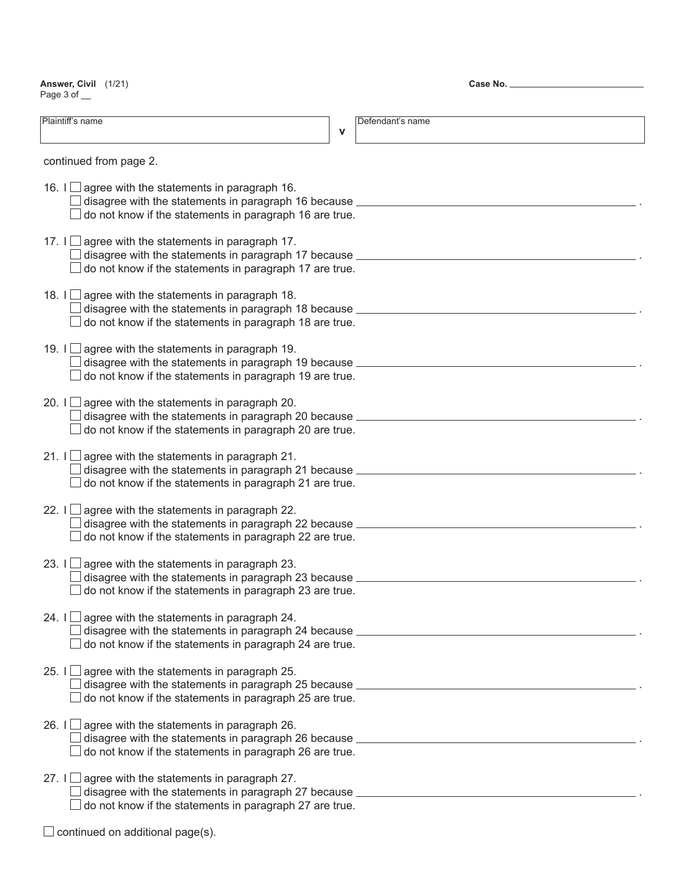**Answer, Civil** (1/21)
Page 3 of __

**Case No.** ______________________

| Plaintiff's name | v | Defendant's name |
|---|---|---|
| | | |

continued from page 2.

16. I ☐ agree with the statements in paragraph 16.
☐ disagree with the statements in paragraph 16 because ______________________________ .
☐ do not know if the statements in paragraph 16 are true.

17. I ☐ agree with the statements in paragraph 17.
☐ disagree with the statements in paragraph 17 because ______________________________ .
☐ do not know if the statements in paragraph 17 are true.

18. I ☐ agree with the statements in paragraph 18.
☐ disagree with the statements in paragraph 18 because ______________________________ .
☐ do not know if the statements in paragraph 18 are true.

19. I ☐ agree with the statements in paragraph 19.
☐ disagree with the statements in paragraph 19 because ______________________________ .
☐ do not know if the statements in paragraph 19 are true.

20. I ☐ agree with the statements in paragraph 20.
☐ disagree with the statements in paragraph 20 because ______________________________ .
☐ do not know if the statements in paragraph 20 are true.

21. I ☐ agree with the statements in paragraph 21.
☐ disagree with the statements in paragraph 21 because ______________________________ .
☐ do not know if the statements in paragraph 21 are true.

22. I ☐ agree with the statements in paragraph 22.
☐ disagree with the statements in paragraph 22 because ______________________________ .
☐ do not know if the statements in paragraph 22 are true.

23. I ☐ agree with the statements in paragraph 23.
☐ disagree with the statements in paragraph 23 because ______________________________ .
☐ do not know if the statements in paragraph 23 are true.

24. I ☐ agree with the statements in paragraph 24.
☐ disagree with the statements in paragraph 24 because ______________________________ .
☐ do not know if the statements in paragraph 24 are true.

25. I ☐ agree with the statements in paragraph 25.
☐ disagree with the statements in paragraph 25 because ______________________________ .
☐ do not know if the statements in paragraph 25 are true.

26. I ☐ agree with the statements in paragraph 26.
☐ disagree with the statements in paragraph 26 because ______________________________ .
☐ do not know if the statements in paragraph 26 are true.

27. I ☐ agree with the statements in paragraph 27.
☐ disagree with the statements in paragraph 27 because ______________________________ .
☐ do not know if the statements in paragraph 27 are true.

☐ continued on additional page(s).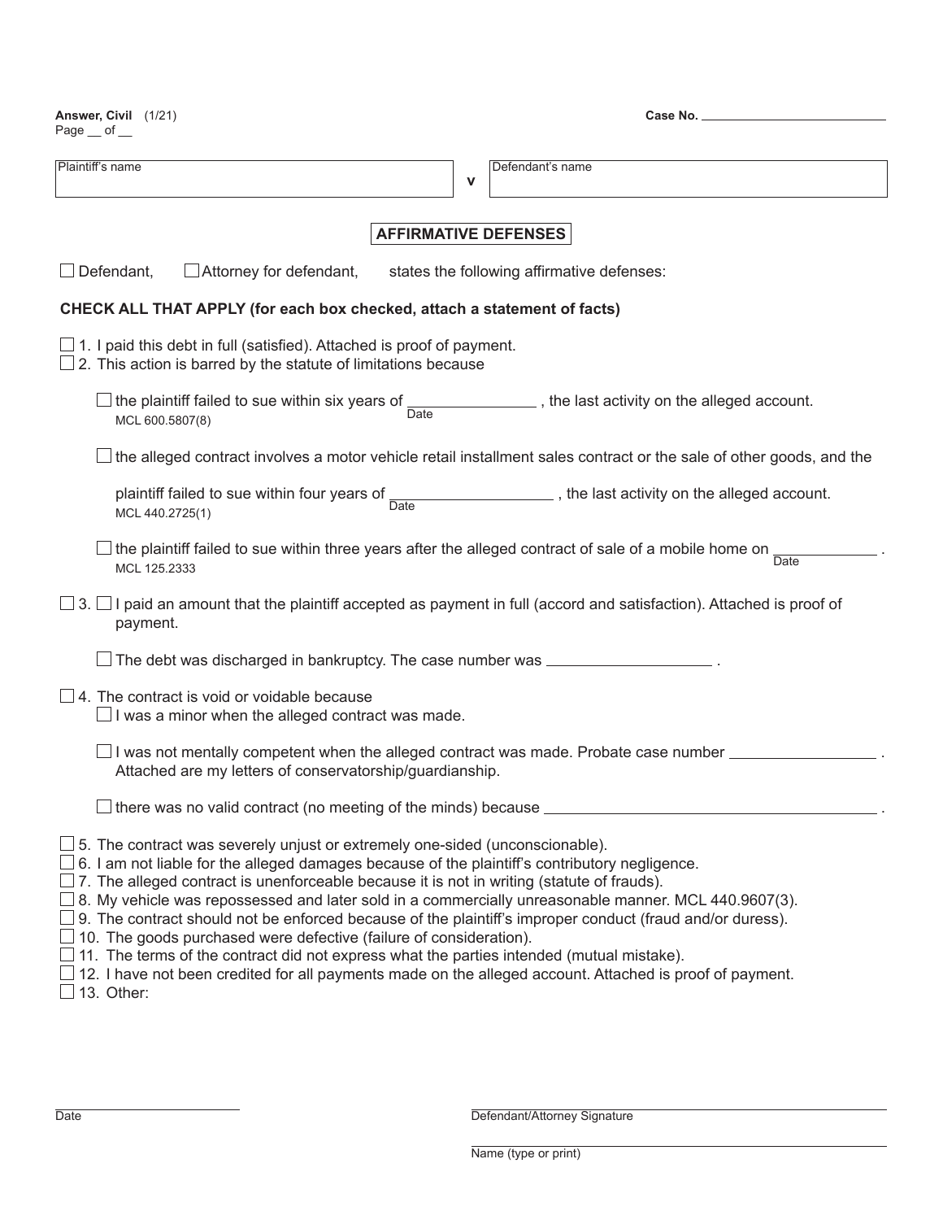Answer, Civil (1/21)
Page __ of __

Case No. ______________________

| Plaintiff's name | v | Defendant's name |
|---|---|---|
| | | |

## AFFIRMATIVE DEFENSES

☐ Defendant, ☐ Attorney for defendant, states the following affirmative defenses:

**CHECK ALL THAT APPLY (for each box checked, attach a statement of facts)**

☐ 1. I paid this debt in full (satisfied). Attached is proof of payment.

☐ 2. This action is barred by the statute of limitations because

☐ the plaintiff failed to sue within six years of ______________ (Date), the last activity on the alleged account.
MCL 600.5807(8)

☐ the alleged contract involves a motor vehicle retail installment sales contract or the sale of other goods, and the plaintiff failed to sue within four years of ______________ (Date), the last activity on the alleged account.
MCL 440.2725(1)

☐ the plaintiff failed to sue within three years after the alleged contract of sale of a mobile home on ______________ (Date).
MCL 125.2333

☐ 3. ☐ I paid an amount that the plaintiff accepted as payment in full (accord and satisfaction). Attached is proof of payment.

☐ The debt was discharged in bankruptcy. The case number was ______________ .

☐ 4. The contract is void or voidable because

☐ I was a minor when the alleged contract was made.

☐ I was not mentally competent when the alleged contract was made. Probate case number ______________ . Attached are my letters of conservatorship/guardianship.

☐ there was no valid contract (no meeting of the minds) because ______________ .

☐ 5. The contract was severely unjust or extremely one-sided (unconscionable).

☐ 6. I am not liable for the alleged damages because of the plaintiff's contributory negligence.

☐ 7. The alleged contract is unenforceable because it is not in writing (statute of frauds).

☐ 8. My vehicle was repossessed and later sold in a commercially unreasonable manner. MCL 440.9607(3).

☐ 9. The contract should not be enforced because of the plaintiff's improper conduct (fraud and/or duress).

☐ 10. The goods purchased were defective (failure of consideration).

☐ 11. The terms of the contract did not express what the parties intended (mutual mistake).

☐ 12. I have not been credited for all payments made on the alleged account. Attached is proof of payment.

☐ 13. Other:

______________________
Date

______________________
Defendant/Attorney Signature

______________________
Name (type or print)